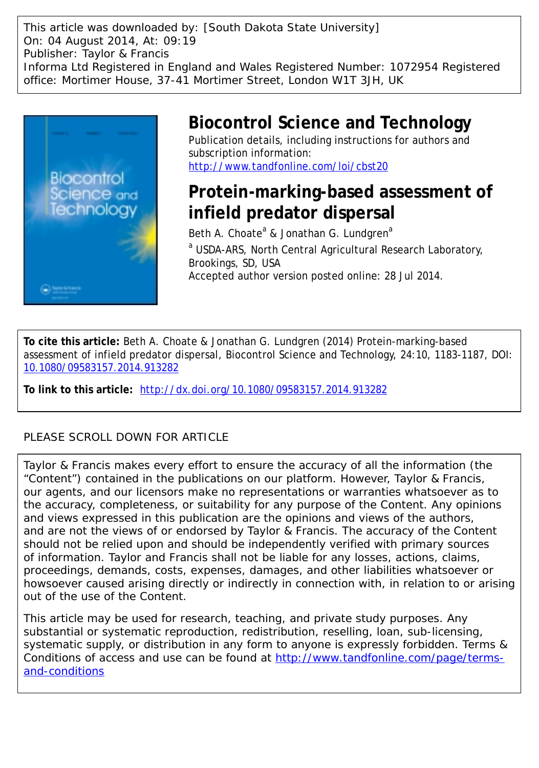This article was downloaded by: [South Dakota State University]
On: 04 August 2014, At: 09:19
Publisher: Taylor & Francis
Informa Ltd Registered in England and Wales Registered Number: 1072954 Registered office: Mortimer House, 37-41 Mortimer Street, London W1T 3JH, UK

# Biocontrol Science and Technology

Publication details, including instructions for authors and subscription information:
http://www.tandfonline.com/loi/cbst20

## Protein-marking-based assessment of infield predator dispersal

Beth A. Choate[a] & Jonathan G. Lundgren[a]

[a] USDA-ARS, North Central Agricultural Research Laboratory, Brookings, SD, USA

Accepted author version posted online: 28 Jul 2014.

**To cite this article:** Beth A. Choate & Jonathan G. Lundgren (2014) Protein-marking-based assessment of infield predator dispersal, Biocontrol Science and Technology, 24:10, 1183-1187, DOI: 10.1080/09583157.2014.913282

**To link to this article:** http://dx.doi.org/10.1080/09583157.2014.913282

PLEASE SCROLL DOWN FOR ARTICLE

Taylor & Francis makes every effort to ensure the accuracy of all the information (the “Content”) contained in the publications on our platform. However, Taylor & Francis, our agents, and our licensors make no representations or warranties whatsoever as to the accuracy, completeness, or suitability for any purpose of the Content. Any opinions and views expressed in this publication are the opinions and views of the authors, and are not the views of or endorsed by Taylor & Francis. The accuracy of the Content should not be relied upon and should be independently verified with primary sources of information. Taylor and Francis shall not be liable for any losses, actions, claims, proceedings, demands, costs, expenses, damages, and other liabilities whatsoever or howsoever caused arising directly or indirectly in connection with, in relation to or arising out of the use of the Content.

This article may be used for research, teaching, and private study purposes. Any substantial or systematic reproduction, redistribution, reselling, loan, sub-licensing, systematic supply, or distribution in any form to anyone is expressly forbidden. Terms & Conditions of access and use can be found at http://www.tandfonline.com/page/terms-and-conditions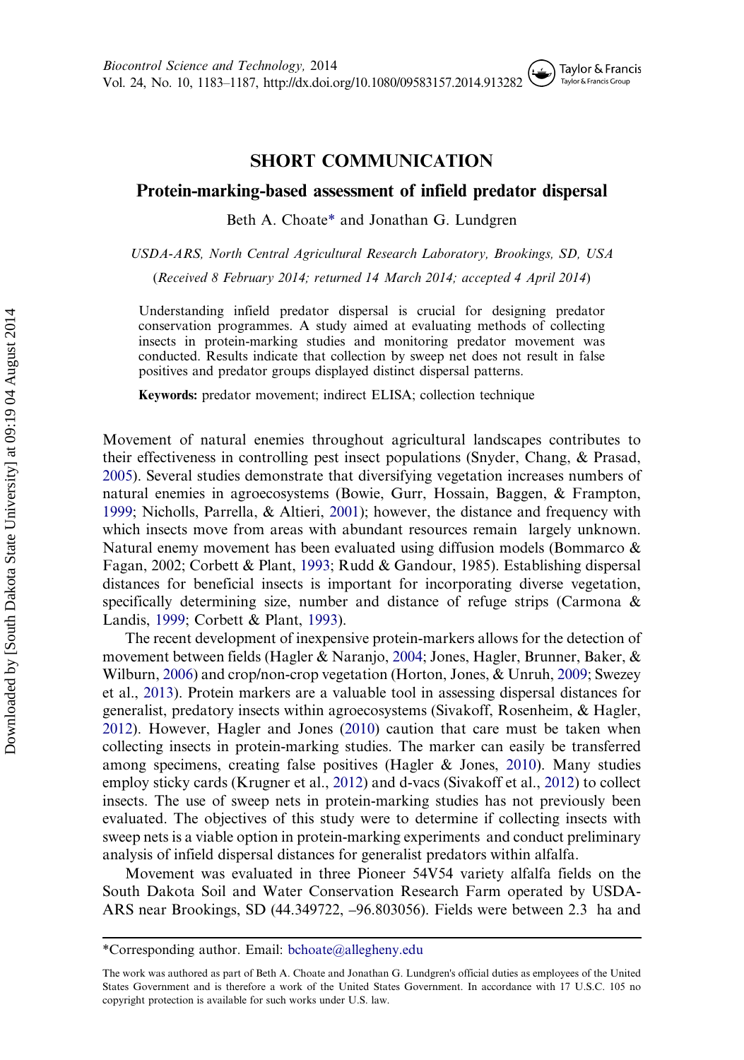# SHORT COMMUNICATION

## Protein-marking-based assessment of infield predator dispersal

Beth A. Choate* and Jonathan G. Lundgren

*USDA-ARS, North Central Agricultural Research Laboratory, Brookings, SD, USA*

(*Received 8 February 2014; returned 14 March 2014; accepted 4 April 2014*)

Understanding infield predator dispersal is crucial for designing predator conservation programmes. A study aimed at evaluating methods of collecting insects in protein-marking studies and monitoring predator movement was conducted. Results indicate that collection by sweep net does not result in false positives and predator groups displayed distinct dispersal patterns.

**Keywords:** predator movement; indirect ELISA; collection technique

Movement of natural enemies throughout agricultural landscapes contributes to their effectiveness in controlling pest insect populations (Snyder, Chang, & Prasad, 2005). Several studies demonstrate that diversifying vegetation increases numbers of natural enemies in agroecosystems (Bowie, Gurr, Hossain, Baggen, & Frampton, 1999; Nicholls, Parrella, & Altieri, 2001); however, the distance and frequency with which insects move from areas with abundant resources remain largely unknown. Natural enemy movement has been evaluated using diffusion models (Bommarco & Fagan, 2002; Corbett & Plant, 1993; Rudd & Gandour, 1985). Establishing dispersal distances for beneficial insects is important for incorporating diverse vegetation, specifically determining size, number and distance of refuge strips (Carmona & Landis, 1999; Corbett & Plant, 1993).

The recent development of inexpensive protein-markers allows for the detection of movement between fields (Hagler & Naranjo, 2004; Jones, Hagler, Brunner, Baker, & Wilburn, 2006) and crop/non-crop vegetation (Horton, Jones, & Unruh, 2009; Swezey et al., 2013). Protein markers are a valuable tool in assessing dispersal distances for generalist, predatory insects within agroecosystems (Sivakoff, Rosenheim, & Hagler, 2012). However, Hagler and Jones (2010) caution that care must be taken when collecting insects in protein-marking studies. The marker can easily be transferred among specimens, creating false positives (Hagler & Jones, 2010). Many studies employ sticky cards (Krugner et al., 2012) and d-vacs (Sivakoff et al., 2012) to collect insects. The use of sweep nets in protein-marking studies has not previously been evaluated. The objectives of this study were to determine if collecting insects with sweep nets is a viable option in protein-marking experiments and conduct preliminary analysis of infield dispersal distances for generalist predators within alfalfa.

Movement was evaluated in three Pioneer 54V54 variety alfalfa fields on the South Dakota Soil and Water Conservation Research Farm operated by USDA-ARS near Brookings, SD (44.349722, –96.803056). Fields were between 2.3 ha and

---

*Corresponding author. Email: bchoate@allegheny.edu

The work was authored as part of Beth A. Choate and Jonathan G. Lundgren's official duties as employees of the United States Government and is therefore a work of the United States Government. In accordance with 17 U.S.C. 105 no copyright protection is available for such works under U.S. law.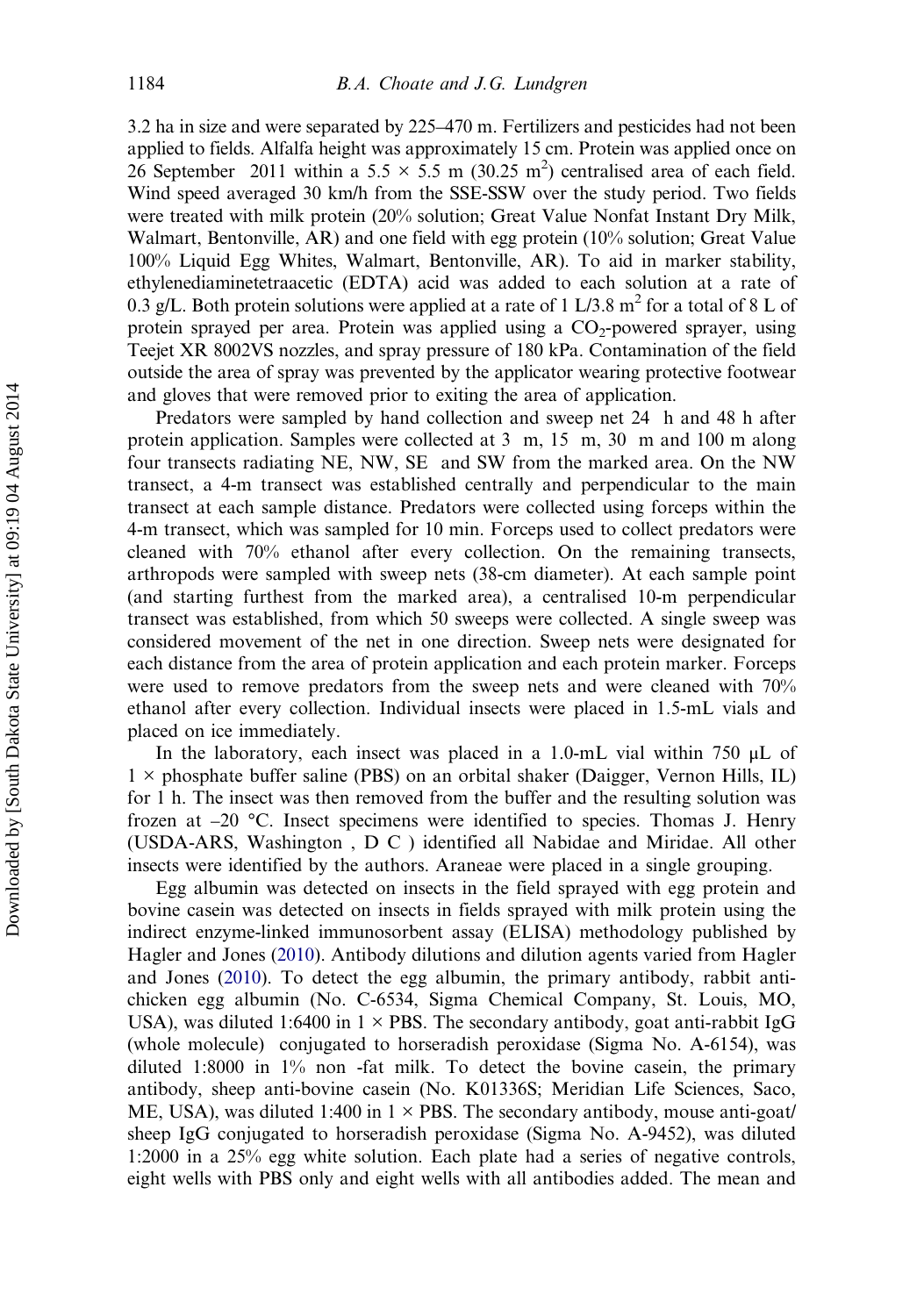3.2 ha in size and were separated by 225–470 m. Fertilizers and pesticides had not been applied to fields. Alfalfa height was approximately 15 cm. Protein was applied once on 26 September 2011 within a 5.5 × 5.5 m (30.25 $m^2$) centralised area of each field. Wind speed averaged 30 km/h from the SSE-SSW over the study period. Two fields were treated with milk protein (20% solution; Great Value Nonfat Instant Dry Milk, Walmart, Bentonville, AR) and one field with egg protein (10% solution; Great Value 100% Liquid Egg Whites, Walmart, Bentonville, AR). To aid in marker stability, ethylenediaminetetraacetic (EDTA) acid was added to each solution at a rate of 0.3 g/L. Both protein solutions were applied at a rate of 1 L/3.8 $m^2$ for a total of 8 L of protein sprayed per area. Protein was applied using a $CO_2$-powered sprayer, using Teejet XR 8002VS nozzles, and spray pressure of 180 kPa. Contamination of the field outside the area of spray was prevented by the applicator wearing protective footwear and gloves that were removed prior to exiting the area of application.

Predators were sampled by hand collection and sweep net 24 h and 48 h after protein application. Samples were collected at 3 m, 15 m, 30 m and 100 m along four transects radiating NE, NW, SE and SW from the marked area. On the NW transect, a 4-m transect was established centrally and perpendicular to the main transect at each sample distance. Predators were collected using forceps within the 4-m transect, which was sampled for 10 min. Forceps used to collect predators were cleaned with 70% ethanol after every collection. On the remaining transects, arthropods were sampled with sweep nets (38-cm diameter). At each sample point (and starting furthest from the marked area), a centralised 10-m perpendicular transect was established, from which 50 sweeps were collected. A single sweep was considered movement of the net in one direction. Sweep nets were designated for each distance from the area of protein application and each protein marker. Forceps were used to remove predators from the sweep nets and were cleaned with 70% ethanol after every collection. Individual insects were placed in 1.5-mL vials and placed on ice immediately.

In the laboratory, each insect was placed in a 1.0-mL vial within 750 μL of 1 × phosphate buffer saline (PBS) on an orbital shaker (Daigger, Vernon Hills, IL) for 1 h. The insect was then removed from the buffer and the resulting solution was frozen at –20 °C. Insect specimens were identified to species. Thomas J. Henry (USDA-ARS, Washington, DC) identified all Nabidae and Miridae. All other insects were identified by the authors. Araneae were placed in a single grouping.

Egg albumin was detected on insects in the field sprayed with egg protein and bovine casein was detected on insects in fields sprayed with milk protein using the indirect enzyme-linked immunosorbent assay (ELISA) methodology published by Hagler and Jones (2010). Antibody dilutions and dilution agents varied from Hagler and Jones (2010). To detect the egg albumin, the primary antibody, rabbit anti-chicken egg albumin (No. C-6534, Sigma Chemical Company, St. Louis, MO, USA), was diluted 1:6400 in 1 × PBS. The secondary antibody, goat anti-rabbit IgG (whole molecule) conjugated to horseradish peroxidase (Sigma No. A-6154), was diluted 1:8000 in 1% non-fat milk. To detect the bovine casein, the primary antibody, sheep anti-bovine casein (No. K01336S; Meridian Life Sciences, Saco, ME, USA), was diluted 1:400 in 1 × PBS. The secondary antibody, mouse anti-goat/sheep IgG conjugated to horseradish peroxidase (Sigma No. A-9452), was diluted 1:2000 in a 25% egg white solution. Each plate had a series of negative controls, eight wells with PBS only and eight wells with all antibodies added. The mean and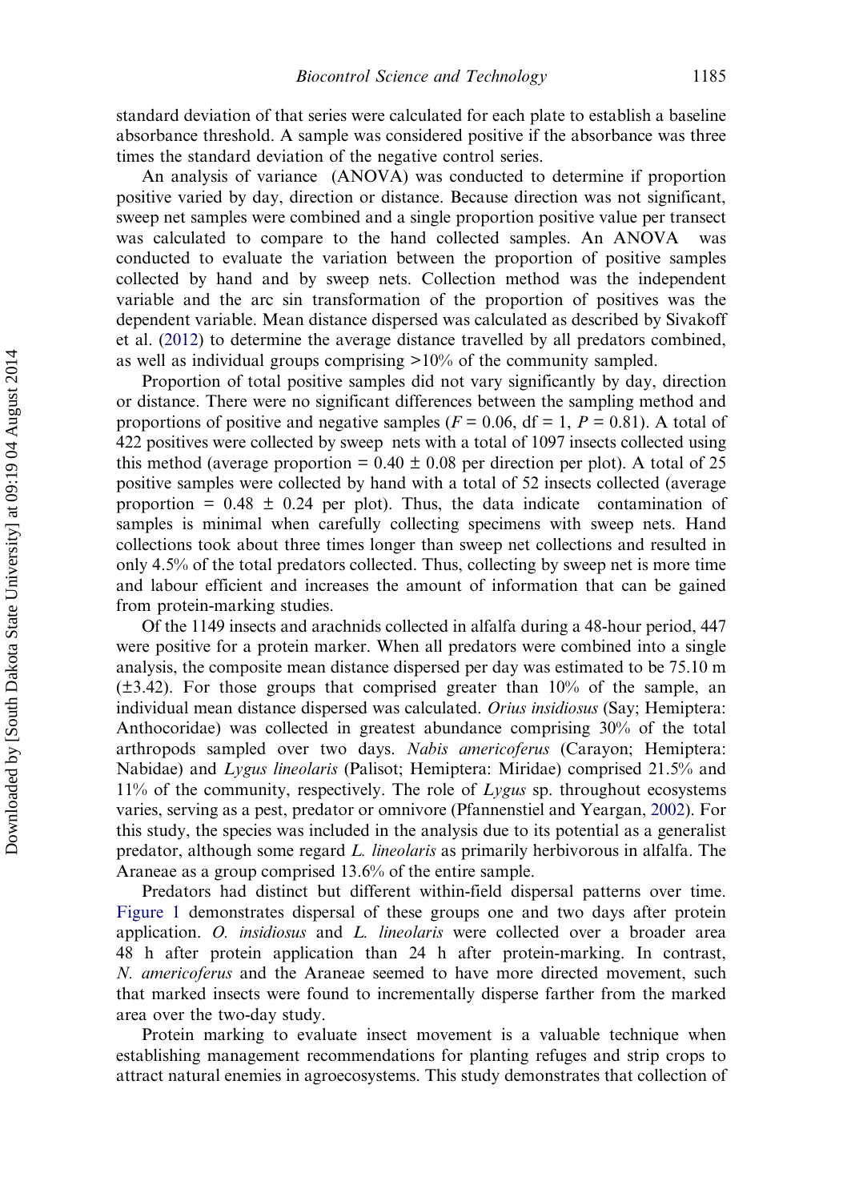standard deviation of that series were calculated for each plate to establish a baseline absorbance threshold. A sample was considered positive if the absorbance was three times the standard deviation of the negative control series.

An analysis of variance (ANOVA) was conducted to determine if proportion positive varied by day, direction or distance. Because direction was not significant, sweep net samples were combined and a single proportion positive value per transect was calculated to compare to the hand collected samples. An ANOVA was conducted to evaluate the variation between the proportion of positive samples collected by hand and by sweep nets. Collection method was the independent variable and the arc sin transformation of the proportion of positives was the dependent variable. Mean distance dispersed was calculated as described by Sivakoff et al. (2012) to determine the average distance travelled by all predators combined, as well as individual groups comprising >10% of the community sampled.

Proportion of total positive samples did not vary significantly by day, direction or distance. There were no significant differences between the sampling method and proportions of positive and negative samples ($F = 0.06$, df = 1, $P = 0.81$). A total of 422 positives were collected by sweep nets with a total of 1097 insects collected using this method (average proportion = $0.40 \pm 0.08$ per direction per plot). A total of 25 positive samples were collected by hand with a total of 52 insects collected (average proportion = $0.48 \pm 0.24$ per plot). Thus, the data indicate contamination of samples is minimal when carefully collecting specimens with sweep nets. Hand collections took about three times longer than sweep net collections and resulted in only 4.5% of the total predators collected. Thus, collecting by sweep net is more time and labour efficient and increases the amount of information that can be gained from protein-marking studies.

Of the 1149 insects and arachnids collected in alfalfa during a 48-hour period, 447 were positive for a protein marker. When all predators were combined into a single analysis, the composite mean distance dispersed per day was estimated to be 75.10 m ($\pm$3.42). For those groups that comprised greater than 10% of the sample, an individual mean distance dispersed was calculated. *Orius insidiosus* (Say; Hemiptera: Anthocoridae) was collected in greatest abundance comprising 30% of the total arthropods sampled over two days. *Nabis americoferus* (Carayon; Hemiptera: Nabidae) and *Lygus lineolaris* (Palisot; Hemiptera: Miridae) comprised 21.5% and 11% of the community, respectively. The role of *Lygus* sp. throughout ecosystems varies, serving as a pest, predator or omnivore (Pfannenstiel and Yeargan, 2002). For this study, the species was included in the analysis due to its potential as a generalist predator, although some regard *L. lineolaris* as primarily herbivorous in alfalfa. The Araneae as a group comprised 13.6% of the entire sample.

Predators had distinct but different within-field dispersal patterns over time. Figure 1 demonstrates dispersal of these groups one and two days after protein application. *O. insidiosus* and *L. lineolaris* were collected over a broader area 48 h after protein application than 24 h after protein-marking. In contrast, *N. americoferus* and the Araneae seemed to have more directed movement, such that marked insects were found to incrementally disperse farther from the marked area over the two-day study.

Protein marking to evaluate insect movement is a valuable technique when establishing management recommendations for planting refuges and strip crops to attract natural enemies in agroecosystems. This study demonstrates that collection of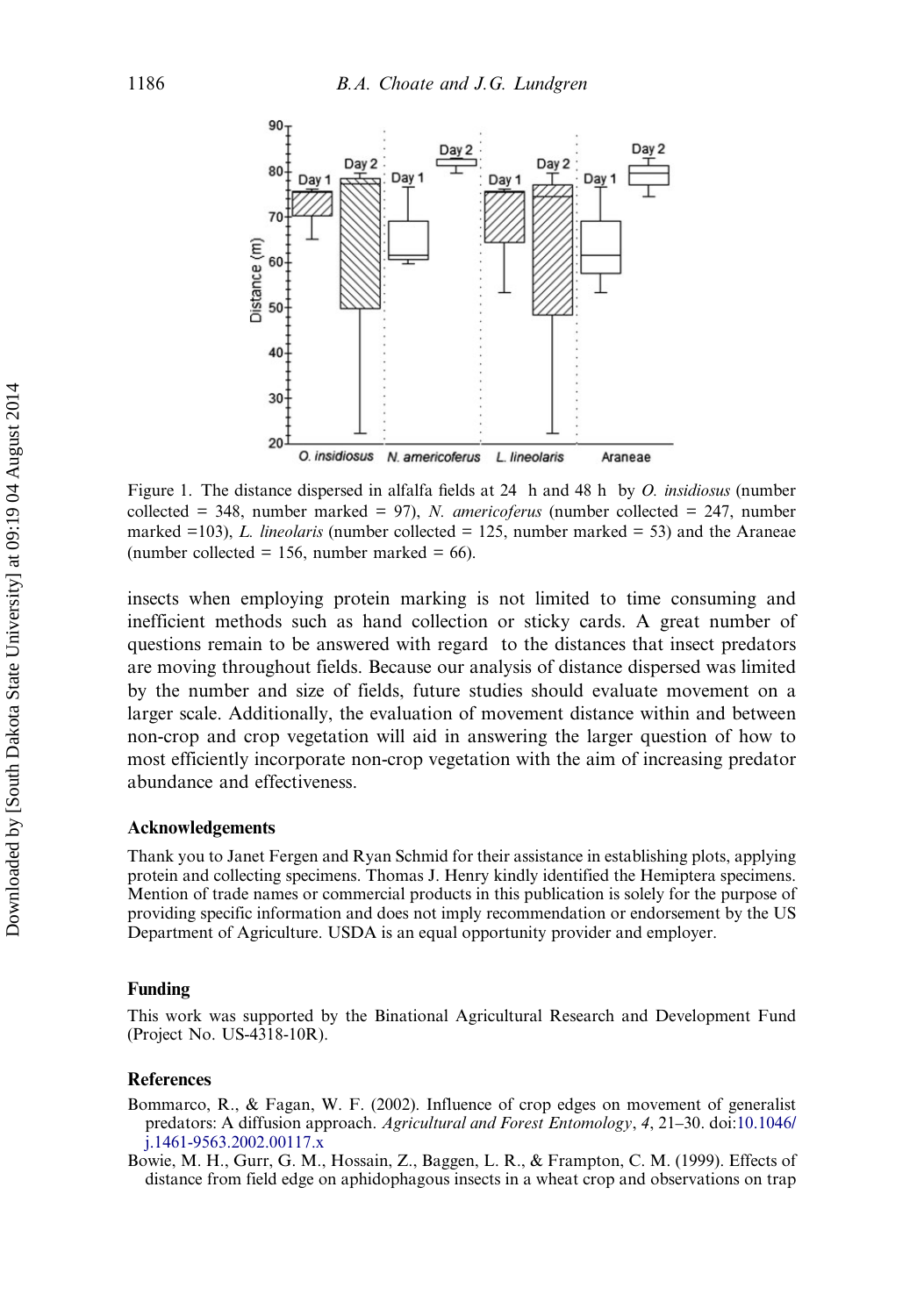Figure 1. The distance dispersed in alfalfa fields at 24 h and 48 h by *O. insidiosus* (number collected = 348, number marked = 97), *N. americoferus* (number collected = 247, number marked =103), *L. lineolaris* (number collected = 125, number marked = 53) and the Araneae (number collected = 156, number marked = 66).

insects when employing protein marking is not limited to time consuming and inefficient methods such as hand collection or sticky cards. A great number of questions remain to be answered with regard to the distances that insect predators are moving throughout fields. Because our analysis of distance dispersed was limited by the number and size of fields, future studies should evaluate movement on a larger scale. Additionally, the evaluation of movement distance within and between non-crop and crop vegetation will aid in answering the larger question of how to most efficiently incorporate non-crop vegetation with the aim of increasing predator abundance and effectiveness.

## Acknowledgements

Thank you to Janet Fergen and Ryan Schmid for their assistance in establishing plots, applying protein and collecting specimens. Thomas J. Henry kindly identified the Hemiptera specimens. Mention of trade names or commercial products in this publication is solely for the purpose of providing specific information and does not imply recommendation or endorsement by the US Department of Agriculture. USDA is an equal opportunity provider and employer.

## Funding

This work was supported by the Binational Agricultural Research and Development Fund (Project No. US-4318-10R).

## References

Bommarco, R., & Fagan, W. F. (2002). Influence of crop edges on movement of generalist predators: A diffusion approach. *Agricultural and Forest Entomology*, *4*, 21–30. doi:10.1046/j.1461-9563.2002.00117.x

Bowie, M. H., Gurr, G. M., Hossain, Z., Baggen, L. R., & Frampton, C. M. (1999). Effects of distance from field edge on aphidophagous insects in a wheat crop and observations on trap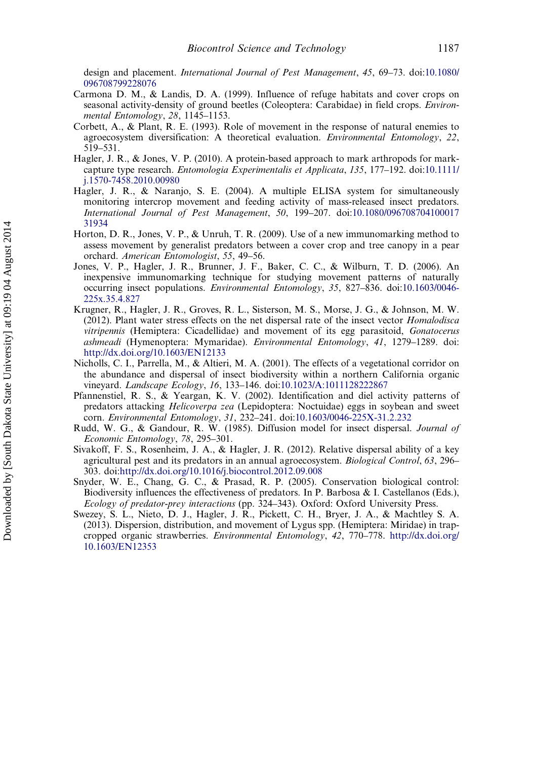design and placement. *International Journal of Pest Management*, *45*, 69–73. doi:10.1080/096708799228076

Carmona D. M., & Landis, D. A. (1999). Influence of refuge habitats and cover crops on seasonal activity-density of ground beetles (Coleoptera: Carabidae) in field crops. *Environmental Entomology*, *28*, 1145–1153.

Corbett, A., & Plant, R. E. (1993). Role of movement in the response of natural enemies to agroecosystem diversification: A theoretical evaluation. *Environmental Entomology*, *22*, 519–531.

Hagler, J. R., & Jones, V. P. (2010). A protein-based approach to mark arthropods for mark-capture type research. *Entomologia Experimentalis et Applicata*, *135*, 177–192. doi:10.1111/j.1570-7458.2010.00980

Hagler, J. R., & Naranjo, S. E. (2004). A multiple ELISA system for simultaneously monitoring intercrop movement and feeding activity of mass-released insect predators. *International Journal of Pest Management*, *50*, 199–207. doi:10.1080/09670870410001731934

Horton, D. R., Jones, V. P., & Unruh, T. R. (2009). Use of a new immunomarking method to assess movement by generalist predators between a cover crop and tree canopy in a pear orchard. *American Entomologist*, *55*, 49–56.

Jones, V. P., Hagler, J. R., Brunner, J. F., Baker, C. C., & Wilburn, T. D. (2006). An inexpensive immunomarking technique for studying movement patterns of naturally occurring insect populations. *Environmental Entomology*, *35*, 827–836. doi:10.1603/0046-225x.35.4.827

Krugner, R., Hagler, J. R., Groves, R. L., Sisterson, M. S., Morse, J. G., & Johnson, M. W. (2012). Plant water stress effects on the net dispersal rate of the insect vector *Homalodisca vitripennis* (Hemiptera: Cicadellidae) and movement of its egg parasitoid, *Gonatocerus ashmeadi* (Hymenoptera: Mymaridae). *Environmental Entomology*, *41*, 1279–1289. doi: http://dx.doi.org/10.1603/EN12133

Nicholls, C. I., Parrella, M., & Altieri, M. A. (2001). The effects of a vegetational corridor on the abundance and dispersal of insect biodiversity within a northern California organic vineyard. *Landscape Ecology*, *16*, 133–146. doi:10.1023/A:1011128222867

Pfannenstiel, R. S., & Yeargan, K. V. (2002). Identification and diel activity patterns of predators attacking *Helicoverpa zea* (Lepidoptera: Noctuidae) eggs in soybean and sweet corn. *Environmental Entomology*, *31*, 232–241. doi:10.1603/0046-225X-31.2.232

Rudd, W. G., & Gandour, R. W. (1985). Diffusion model for insect dispersal. *Journal of Economic Entomology*, *78*, 295–301.

Sivakoff, F. S., Rosenheim, J. A., & Hagler, J. R. (2012). Relative dispersal ability of a key agricultural pest and its predators in an annual agroecosystem. *Biological Control*, *63*, 296–303. doi:http://dx.doi.org/10.1016/j.biocontrol.2012.09.008

Snyder, W. E., Chang, G. C., & Prasad, R. P. (2005). Conservation biological control: Biodiversity influences the effectiveness of predators. In P. Barbosa & I. Castellanos (Eds.), *Ecology of predator-prey interactions* (pp. 324–343). Oxford: Oxford University Press.

Swezey, S. L., Nieto, D. J., Hagler, J. R., Pickett, C. H., Bryer, J. A., & Machtley S. A. (2013). Dispersion, distribution, and movement of Lygus spp. (Hemiptera: Miridae) in trap-cropped organic strawberries. *Environmental Entomology*, *42*, 770–778. http://dx.doi.org/10.1603/EN12353